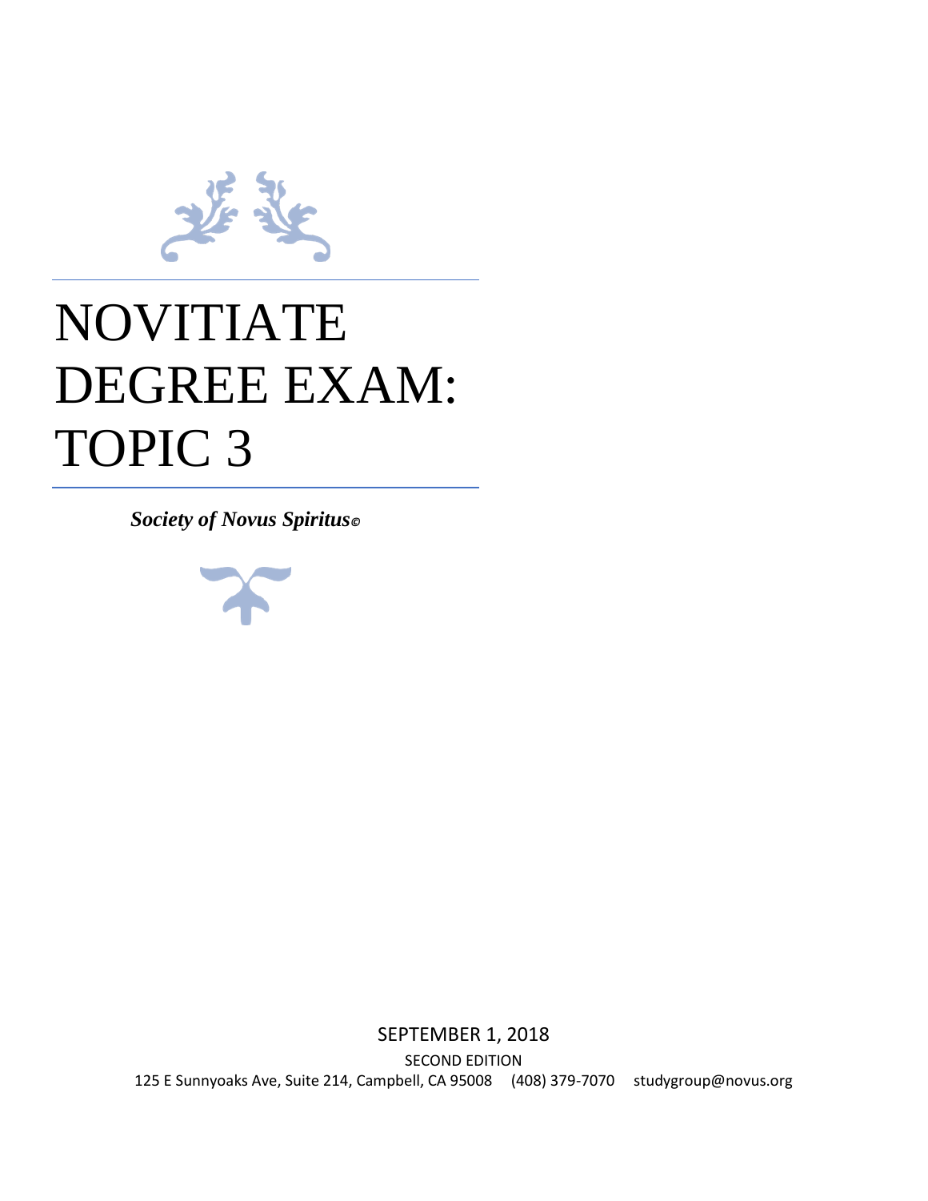# NOVITIATE DEGREE EXAM: TOPIC 3

***Society of Novus Spiritus©***

SEPTEMBER 1, 2018

SECOND EDITION

125 E Sunnyoaks Ave, Suite 214, Campbell, CA 95008 (408) 379-7070 studygroup@novus.org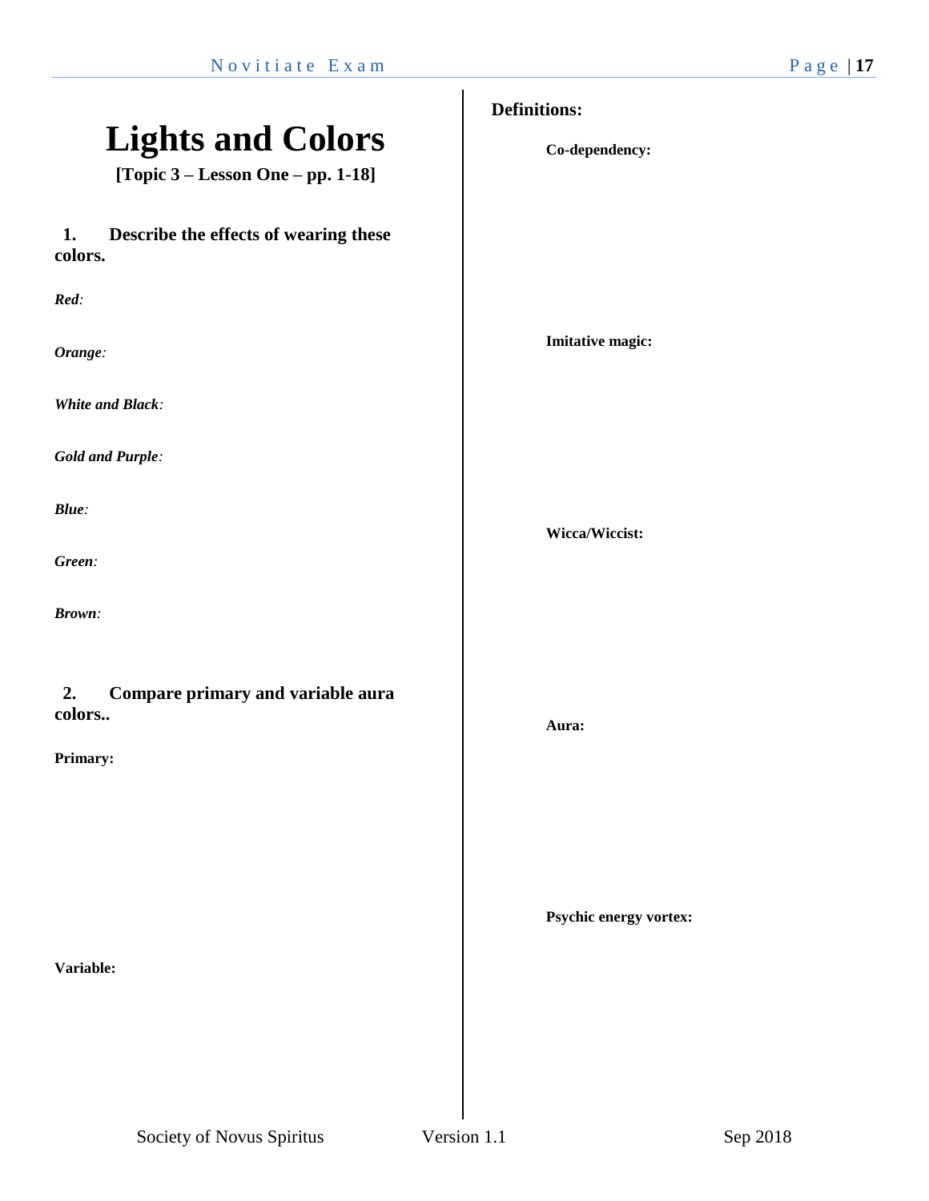# Lights and Colors

**[Topic 3 – Lesson One – pp. 1-18]**

**1. Describe the effects of wearing these colors.**

***Red***:

***Orange***:

***White and Black***:

***Gold and Purple***:

***Blue***:

***Green***:

***Brown***:

**2. Compare primary and variable aura colors..**

**Primary:**

**Variable:**

## Definitions:

**Co-dependency:**

**Imitative magic:**

**Wicca/Wiccist:**

**Aura:**

**Psychic energy vortex:**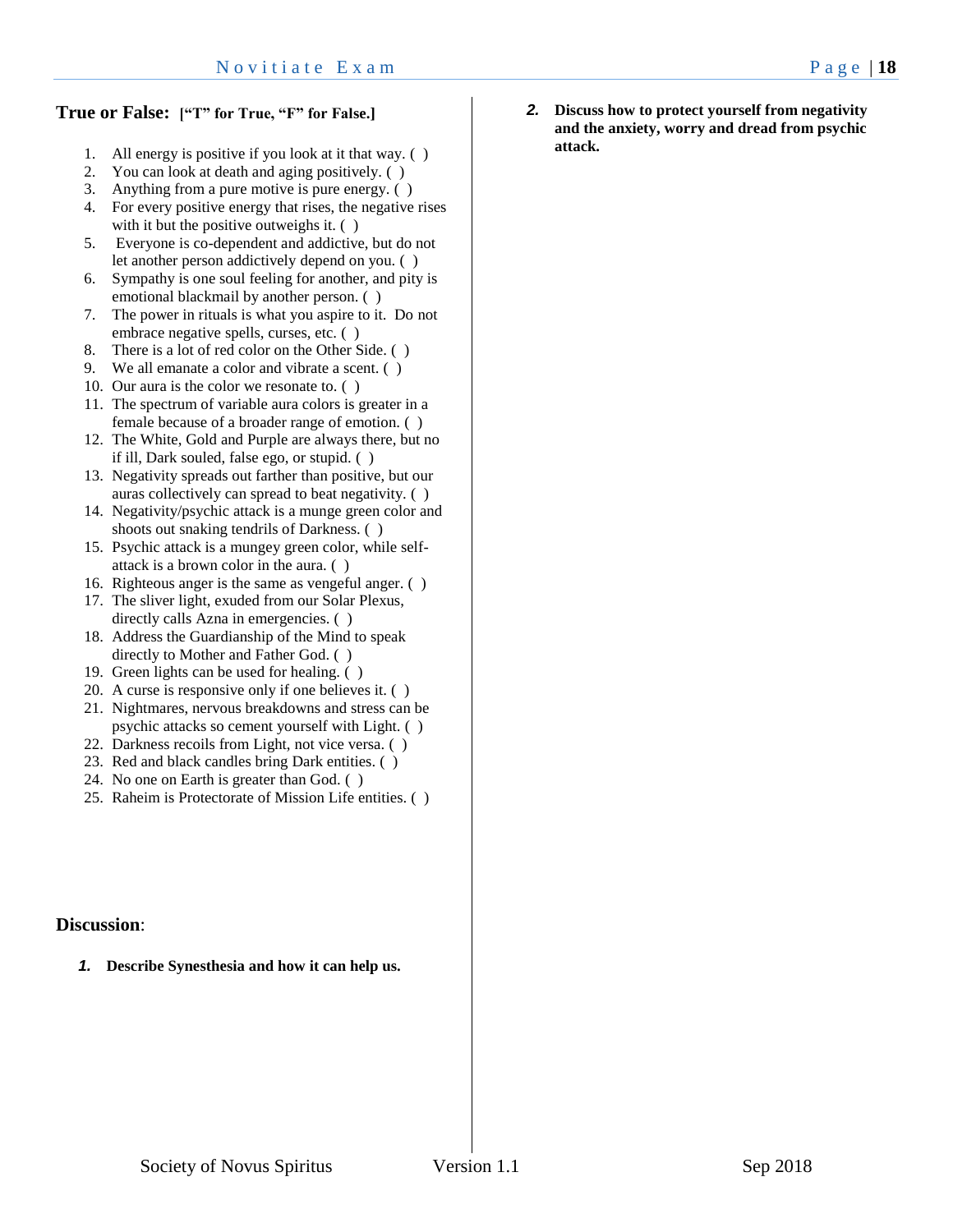## True or False: ["T" for True, "F" for False.]

1. All energy is positive if you look at it that way. ( )
2. You can look at death and aging positively. ( )
3. Anything from a pure motive is pure energy. ( )
4. For every positive energy that rises, the negative rises with it but the positive outweighs it. ( )
5. Everyone is co-dependent and addictive, but do not let another person addictively depend on you. ( )
6. Sympathy is one soul feeling for another, and pity is emotional blackmail by another person. ( )
7. The power in rituals is what you aspire to it. Do not embrace negative spells, curses, etc. ( )
8. There is a lot of red color on the Other Side. ( )
9. We all emanate a color and vibrate a scent. ( )
10. Our aura is the color we resonate to. ( )
11. The spectrum of variable aura colors is greater in a female because of a broader range of emotion. ( )
12. The White, Gold and Purple are always there, but no if ill, Dark souled, false ego, or stupid. ( )
13. Negativity spreads out farther than positive, but our auras collectively can spread to beat negativity. ( )
14. Negativity/psychic attack is a munge green color and shoots out snaking tendrils of Darkness. ( )
15. Psychic attack is a mungey green color, while self-attack is a brown color in the aura. ( )
16. Righteous anger is the same as vengeful anger. ( )
17. The sliver light, exuded from our Solar Plexus, directly calls Azna in emergencies. ( )
18. Address the Guardianship of the Mind to speak directly to Mother and Father God. ( )
19. Green lights can be used for healing. ( )
20. A curse is responsive only if one believes it. ( )
21. Nightmares, nervous breakdowns and stress can be psychic attacks so cement yourself with Light. ( )
22. Darkness recoils from Light, not vice versa. ( )
23. Red and black candles bring Dark entities. ( )
24. No one on Earth is greater than God. ( )
25. Raheim is Protectorate of Mission Life entities. ( )

## Discussion:

1. **Describe Synesthesia and how it can help us.**

2. **Discuss how to protect yourself from negativity and the anxiety, worry and dread from psychic attack.**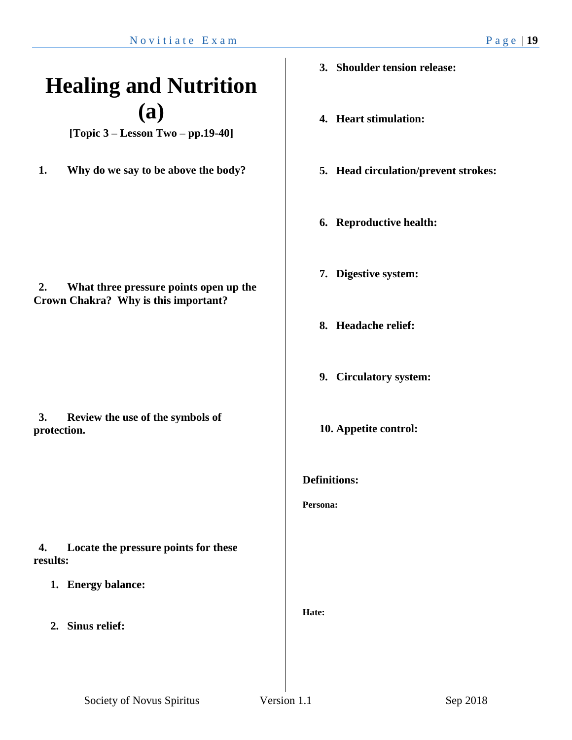# Healing and Nutrition (a)

**[Topic 3 – Lesson Two – pp.19-40]**

**1. Why do we say to be above the body?**

**2. What three pressure points open up the Crown Chakra? Why is this important?**

**3. Review the use of the symbols of protection.**

**4. Locate the pressure points for these results:**

1. **Energy balance:**
2. **Sinus relief:**
3. **Shoulder tension release:**
4. **Heart stimulation:**
5. **Head circulation/prevent strokes:**
6. **Reproductive health:**
7. **Digestive system:**
8. **Headache relief:**
9. **Circulatory system:**
10. **Appetite control:**

**Definitions:**

**Persona:**

**Hate:**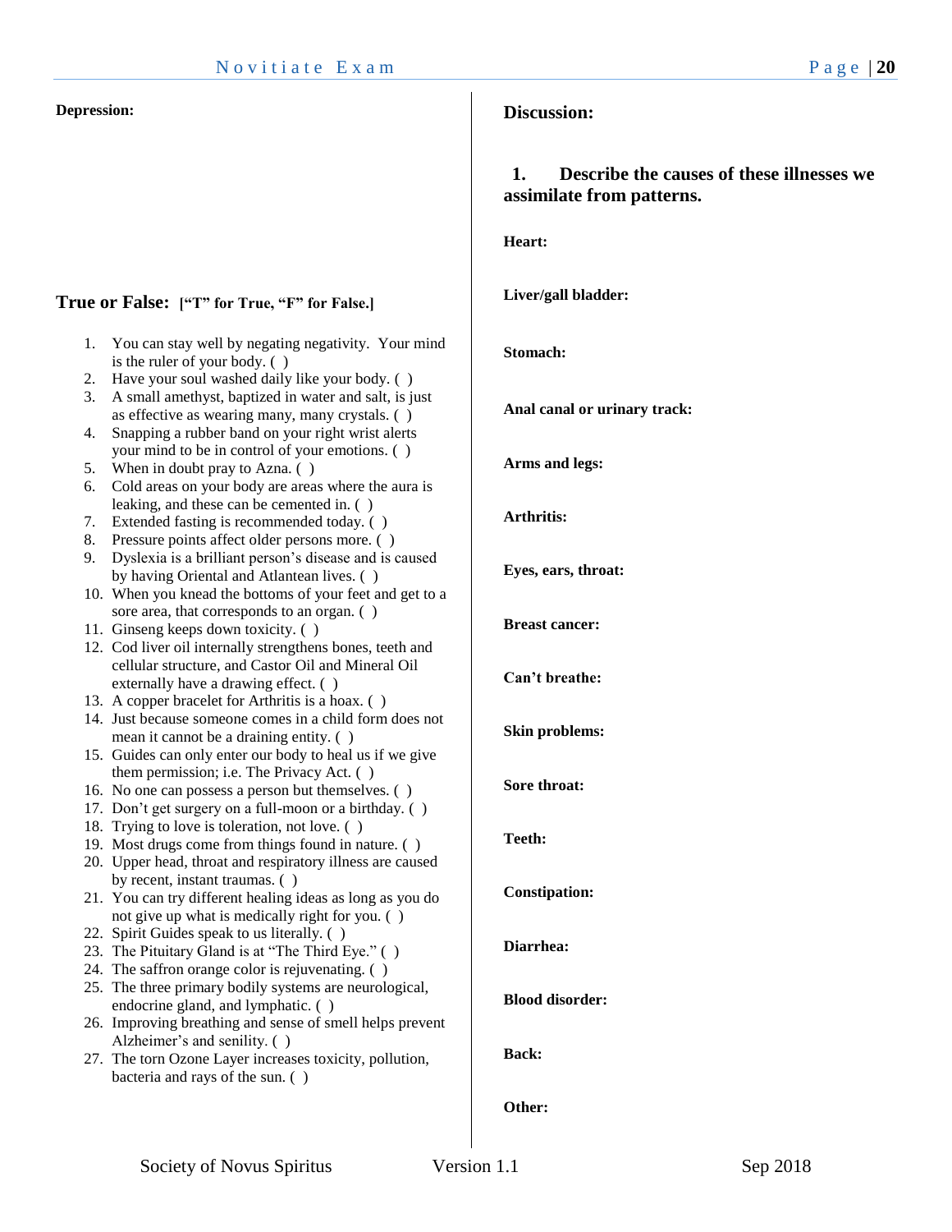**Depression:**

## True or False: **["T" for True, "F" for False.]**

1. You can stay well by negating negativity. Your mind is the ruler of your body. ( )
2. Have your soul washed daily like your body. ( )
3. A small amethyst, baptized in water and salt, is just as effective as wearing many, many crystals. ( )
4. Snapping a rubber band on your right wrist alerts your mind to be in control of your emotions. ( )
5. When in doubt pray to Azna. ( )
6. Cold areas on your body are areas where the aura is leaking, and these can be cemented in. ( )
7. Extended fasting is recommended today. ( )
8. Pressure points affect older persons more. ( )
9. Dyslexia is a brilliant person's disease and is caused by having Oriental and Atlantean lives. ( )
10. When you knead the bottoms of your feet and get to a sore area, that corresponds to an organ. ( )
11. Ginseng keeps down toxicity. ( )
12. Cod liver oil internally strengthens bones, teeth and cellular structure, and Castor Oil and Mineral Oil externally have a drawing effect. ( )
13. A copper bracelet for Arthritis is a hoax. ( )
14. Just because someone comes in a child form does not mean it cannot be a draining entity. ( )
15. Guides can only enter our body to heal us if we give them permission; i.e. The Privacy Act. ( )
16. No one can possess a person but themselves. ( )
17. Don't get surgery on a full-moon or a birthday. ( )
18. Trying to love is toleration, not love. ( )
19. Most drugs come from things found in nature. ( )
20. Upper head, throat and respiratory illness are caused by recent, instant traumas. ( )
21. You can try different healing ideas as long as you do not give up what is medically right for you. ( )
22. Spirit Guides speak to us literally. ( )
23. The Pituitary Gland is at "The Third Eye." ( )
24. The saffron orange color is rejuvenating. ( )
25. The three primary bodily systems are neurological, endocrine gland, and lymphatic. ( )
26. Improving breathing and sense of smell helps prevent Alzheimer's and senility. ( )
27. The torn Ozone Layer increases toxicity, pollution, bacteria and rays of the sun. ( )

## Discussion:

### 1. Describe the causes of these illnesses we assimilate from patterns.

**Heart:**

**Liver/gall bladder:**

**Stomach:**

**Anal canal or urinary track:**

**Arms and legs:**

**Arthritis:**

**Eyes, ears, throat:**

**Breast cancer:**

**Can't breathe:**

**Skin problems:**

**Sore throat:**

**Teeth:**

**Constipation:**

**Diarrhea:**

**Blood disorder:**

**Back:**

**Other:**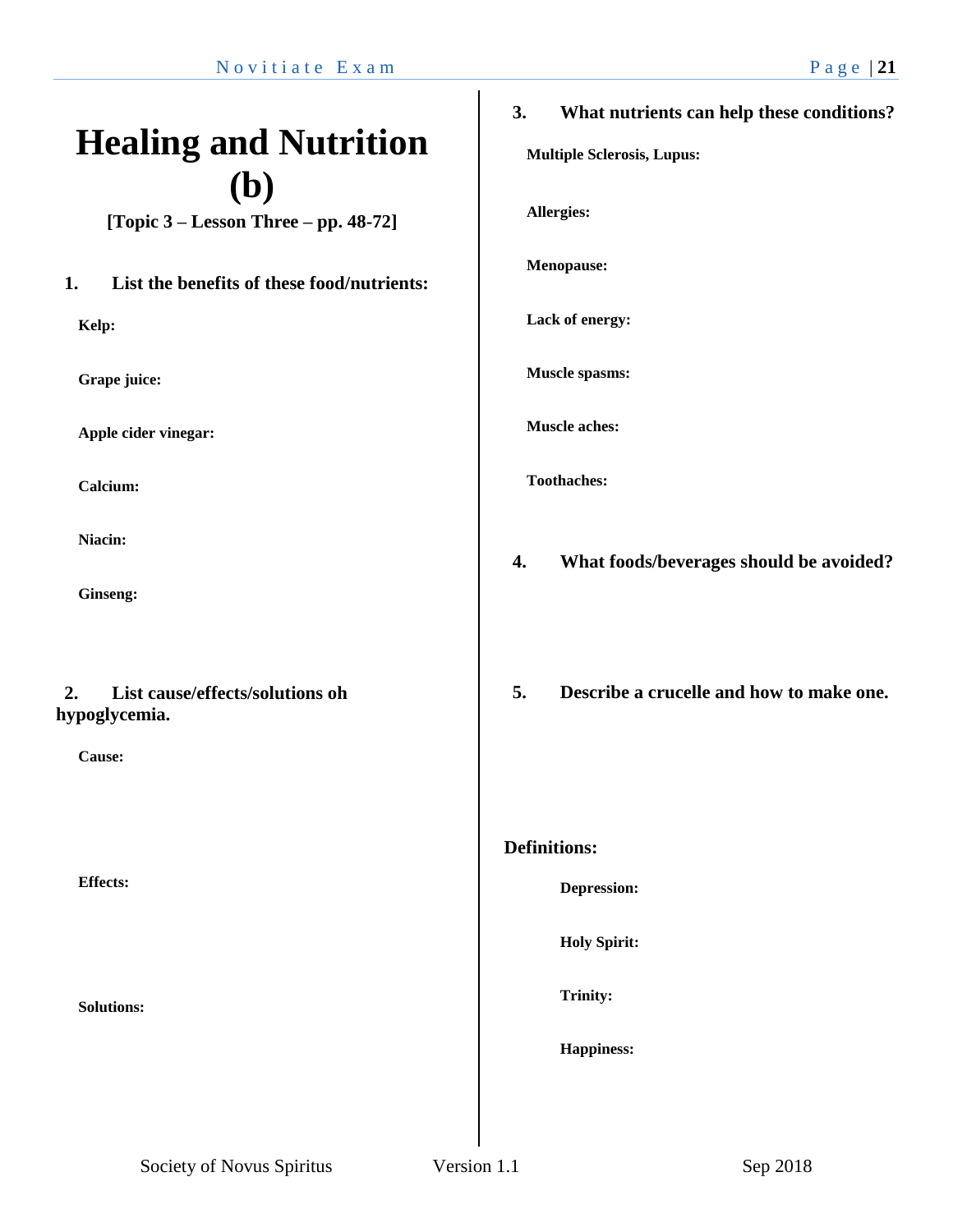# Healing and Nutrition (b)

**[Topic 3 – Lesson Three – pp. 48-72]**

## 1. List the benefits of these food/nutrients:

**Kelp:**

**Grape juice:**

**Apple cider vinegar:**

**Calcium:**

**Niacin:**

**Ginseng:**

## 2. List cause/effects/solutions oh hypoglycemia.

**Cause:**

**Effects:**

**Solutions:**

## 3. What nutrients can help these conditions?

**Multiple Sclerosis, Lupus:**

**Allergies:**

**Menopause:**

**Lack of energy:**

**Muscle spasms:**

**Muscle aches:**

**Toothaches:**

## 4. What foods/beverages should be avoided?

## 5. Describe a crucelle and how to make one.

## Definitions:

**Depression:**

**Holy Spirit:**

**Trinity:**

**Happiness:**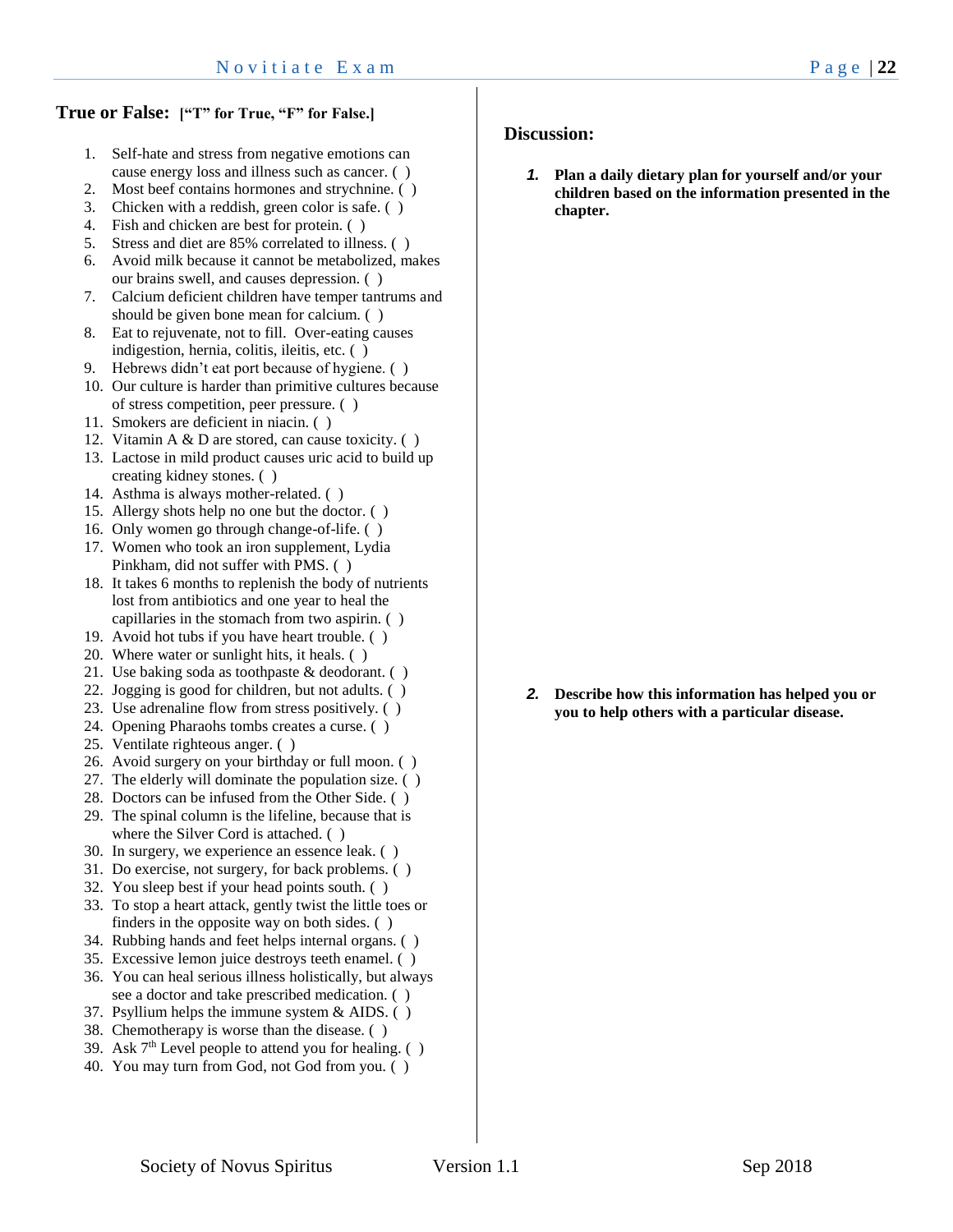## True or False: ["T" for True, "F" for False.]

1. Self-hate and stress from negative emotions can cause energy loss and illness such as cancer. ( )
2. Most beef contains hormones and strychnine. ( )
3. Chicken with a reddish, green color is safe. ( )
4. Fish and chicken are best for protein. ( )
5. Stress and diet are 85% correlated to illness. ( )
6. Avoid milk because it cannot be metabolized, makes our brains swell, and causes depression. ( )
7. Calcium deficient children have temper tantrums and should be given bone mean for calcium. ( )
8. Eat to rejuvenate, not to fill. Over-eating causes indigestion, hernia, colitis, ileitis, etc. ( )
9. Hebrews didn't eat port because of hygiene. ( )
10. Our culture is harder than primitive cultures because of stress competition, peer pressure. ( )
11. Smokers are deficient in niacin. ( )
12. Vitamin A & D are stored, can cause toxicity. ( )
13. Lactose in mild product causes uric acid to build up creating kidney stones. ( )
14. Asthma is always mother-related. ( )
15. Allergy shots help no one but the doctor. ( )
16. Only women go through change-of-life. ( )
17. Women who took an iron supplement, Lydia Pinkham, did not suffer with PMS. ( )
18. It takes 6 months to replenish the body of nutrients lost from antibiotics and one year to heal the capillaries in the stomach from two aspirin. ( )
19. Avoid hot tubs if you have heart trouble. ( )
20. Where water or sunlight hits, it heals. ( )
21. Use baking soda as toothpaste & deodorant. ( )
22. Jogging is good for children, but not adults. ( )
23. Use adrenaline flow from stress positively. ( )
24. Opening Pharaohs tombs creates a curse. ( )
25. Ventilate righteous anger. ( )
26. Avoid surgery on your birthday or full moon. ( )
27. The elderly will dominate the population size. ( )
28. Doctors can be infused from the Other Side. ( )
29. The spinal column is the lifeline, because that is where the Silver Cord is attached. ( )
30. In surgery, we experience an essence leak. ( )
31. Do exercise, not surgery, for back problems. ( )
32. You sleep best if your head points south. ( )
33. To stop a heart attack, gently twist the little toes or finders in the opposite way on both sides. ( )
34. Rubbing hands and feet helps internal organs. ( )
35. Excessive lemon juice destroys teeth enamel. ( )
36. You can heal serious illness holistically, but always see a doctor and take prescribed medication. ( )
37. Psyllium helps the immune system & AIDS. ( )
38. Chemotherapy is worse than the disease. ( )
39. Ask 7th Level people to attend you for healing. ( )
40. You may turn from God, not God from you. ( )

## Discussion:

1. **Plan a daily dietary plan for yourself and/or your children based on the information presented in the chapter.**

2. **Describe how this information has helped you or you to help others with a particular disease.**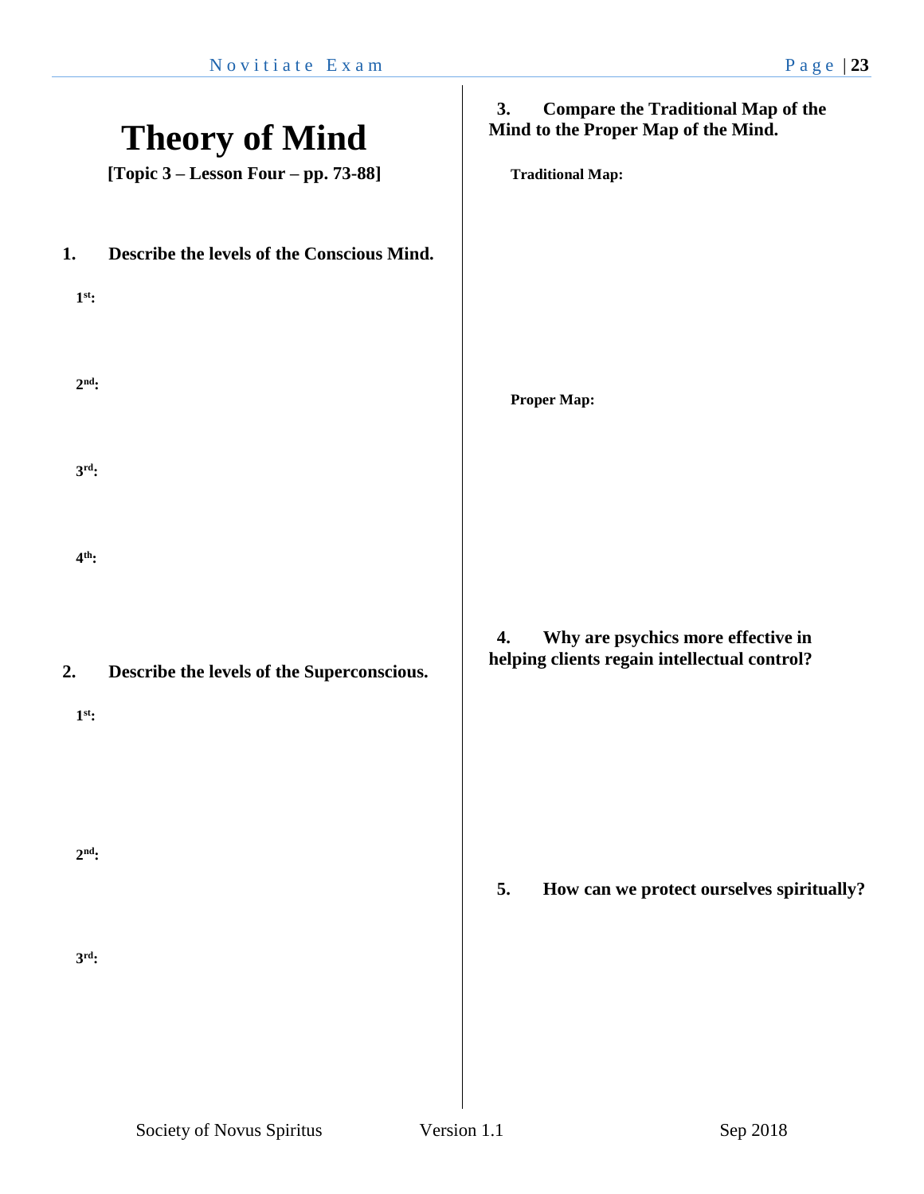# Theory of Mind

**[Topic 3 – Lesson Four – pp. 73-88]**

**1. Describe the levels of the Conscious Mind.**

**1st:**

**2nd:**

**3rd:**

**4th:**

**2. Describe the levels of the Superconscious.**

**1st:**

**2nd:**

**3rd:**

**3. Compare the Traditional Map of the Mind to the Proper Map of the Mind.**

**Traditional Map:**

**Proper Map:**

**4. Why are psychics more effective in helping clients regain intellectual control?**

**5. How can we protect ourselves spiritually?**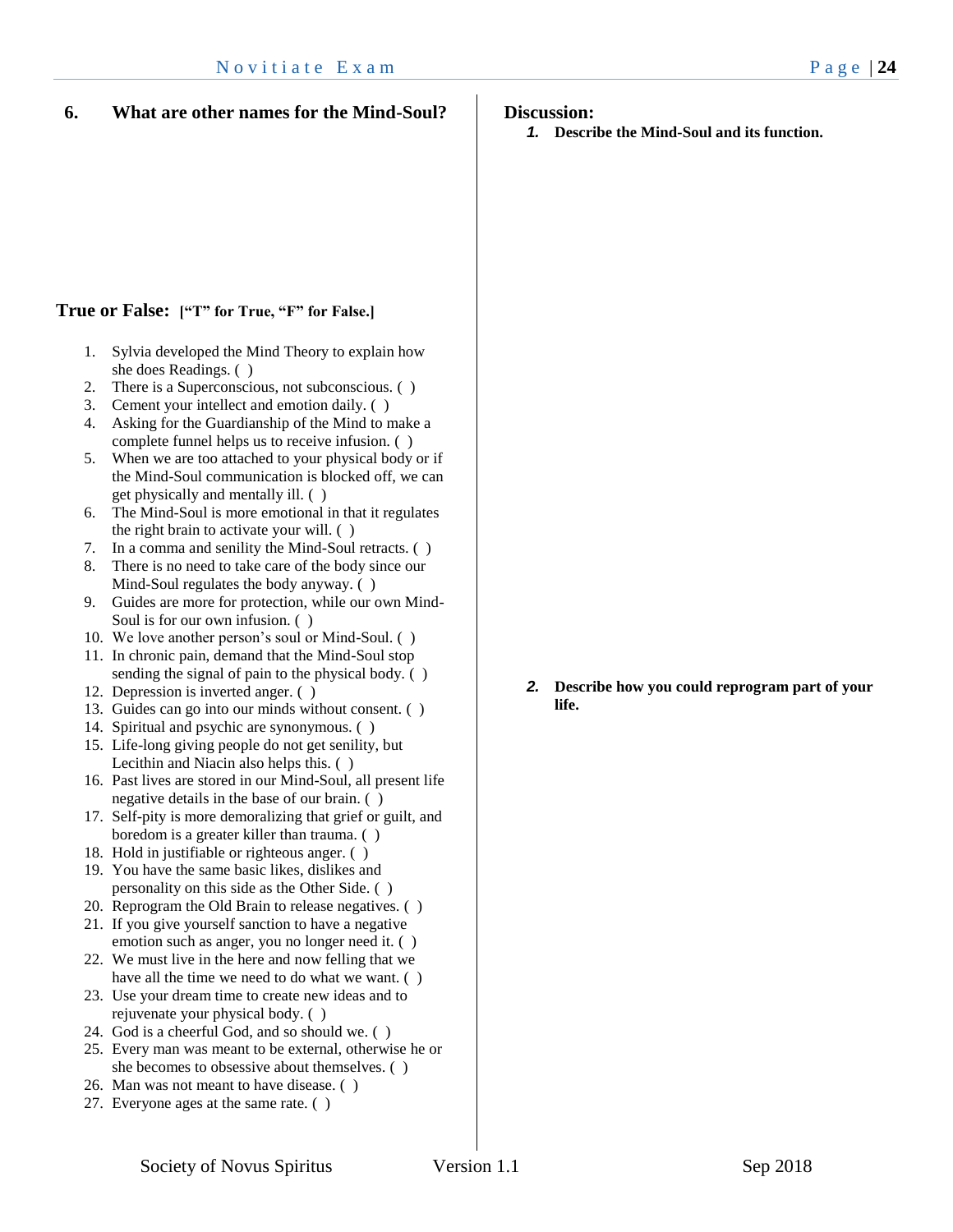## 6. What are other names for the Mind-Soul?

## True or False: **["T" for True, "F" for False.]**

1. Sylvia developed the Mind Theory to explain how she does Readings. ( )
2. There is a Superconscious, not subconscious. ( )
3. Cement your intellect and emotion daily. ( )
4. Asking for the Guardianship of the Mind to make a complete funnel helps us to receive infusion. ( )
5. When we are too attached to your physical body or if the Mind-Soul communication is blocked off, we can get physically and mentally ill. ( )
6. The Mind-Soul is more emotional in that it regulates the right brain to activate your will. ( )
7. In a comma and senility the Mind-Soul retracts. ( )
8. There is no need to take care of the body since our Mind-Soul regulates the body anyway. ( )
9. Guides are more for protection, while our own Mind-Soul is for our own infusion. ( )
10. We love another person's soul or Mind-Soul. ( )
11. In chronic pain, demand that the Mind-Soul stop sending the signal of pain to the physical body. ( )
12. Depression is inverted anger. ( )
13. Guides can go into our minds without consent. ( )
14. Spiritual and psychic are synonymous. ( )
15. Life-long giving people do not get senility, but Lecithin and Niacin also helps this. ( )
16. Past lives are stored in our Mind-Soul, all present life negative details in the base of our brain. ( )
17. Self-pity is more demoralizing that grief or guilt, and boredom is a greater killer than trauma. ( )
18. Hold in justifiable or righteous anger. ( )
19. You have the same basic likes, dislikes and personality on this side as the Other Side. ( )
20. Reprogram the Old Brain to release negatives. ( )
21. If you give yourself sanction to have a negative emotion such as anger, you no longer need it. ( )
22. We must live in the here and now felling that we have all the time we need to do what we want. ( )
23. Use your dream time to create new ideas and to rejuvenate your physical body. ( )
24. God is a cheerful God, and so should we. ( )
25. Every man was meant to be external, otherwise he or she becomes to obsessive about themselves. ( )
26. Man was not meant to have disease. ( )
27. Everyone ages at the same rate. ( )

## Discussion:

1. **Describe the Mind-Soul and its function.**

2. **Describe how you could reprogram part of your life.**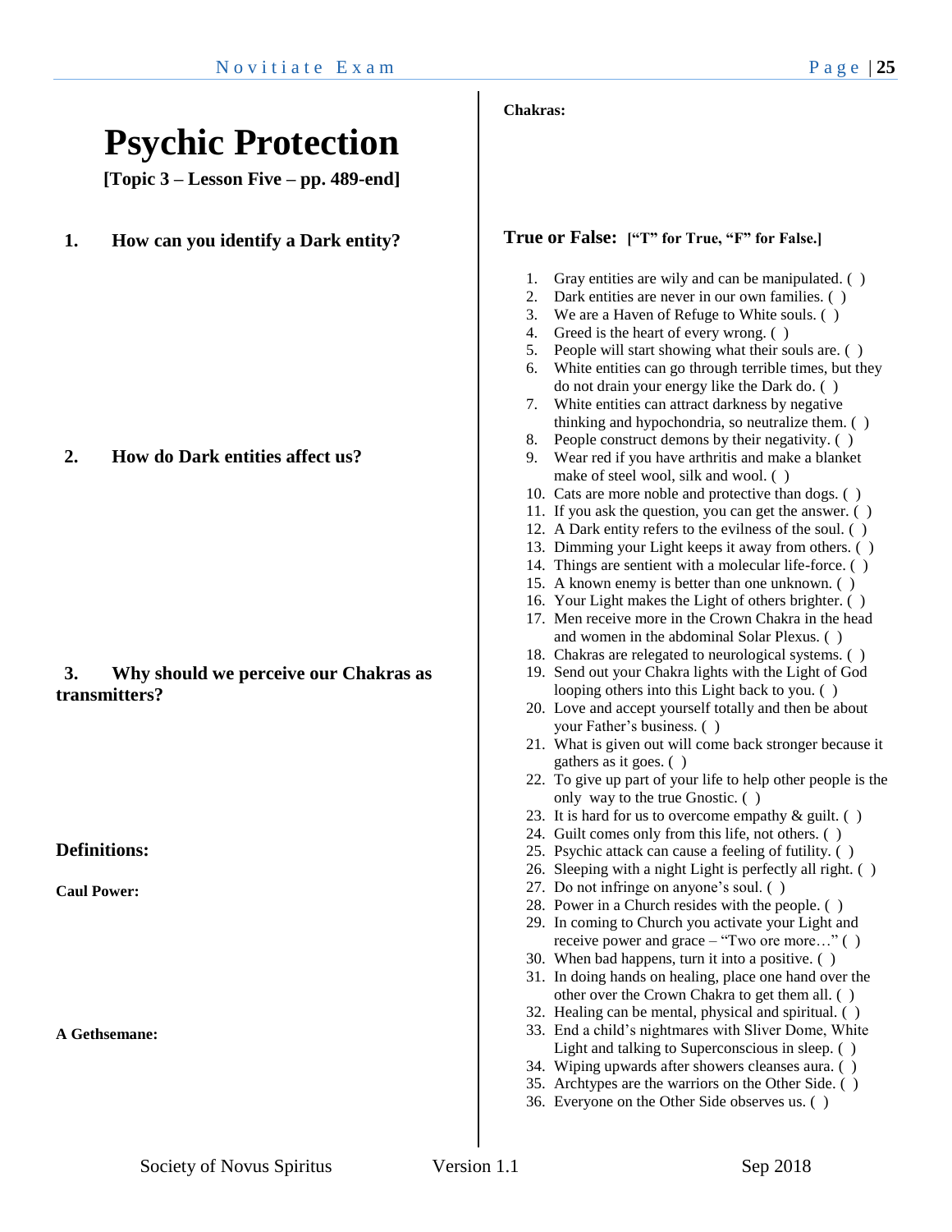# Psychic Protection

**[Topic 3 – Lesson Five – pp. 489-end]**

## 1. How can you identify a Dark entity?

## 2. How do Dark entities affect us?

## 3. Why should we perceive our Chakras as transmitters?

### Definitions:

**Caul Power:**

**A Gethsemane:**

**Chakras:**

### True or False: [“T” for True, “F” for False.]

1. Gray entities are wily and can be manipulated. ( )
2. Dark entities are never in our own families. ( )
3. We are a Haven of Refuge to White souls. ( )
4. Greed is the heart of every wrong. ( )
5. People will start showing what their souls are. ( )
6. White entities can go through terrible times, but they do not drain your energy like the Dark do. ( )
7. White entities can attract darkness by negative thinking and hypochondria, so neutralize them. ( )
8. People construct demons by their negativity. ( )
9. Wear red if you have arthritis and make a blanket make of steel wool, silk and wool. ( )
10. Cats are more noble and protective than dogs. ( )
11. If you ask the question, you can get the answer. ( )
12. A Dark entity refers to the evilness of the soul. ( )
13. Dimming your Light keeps it away from others. ( )
14. Things are sentient with a molecular life-force. ( )
15. A known enemy is better than one unknown. ( )
16. Your Light makes the Light of others brighter. ( )
17. Men receive more in the Crown Chakra in the head and women in the abdominal Solar Plexus. ( )
18. Chakras are relegated to neurological systems. ( )
19. Send out your Chakra lights with the Light of God looping others into this Light back to you. ( )
20. Love and accept yourself totally and then be about your Father’s business. ( )
21. What is given out will come back stronger because it gathers as it goes. ( )
22. To give up part of your life to help other people is the only way to the true Gnostic. ( )
23. It is hard for us to overcome empathy & guilt. ( )
24. Guilt comes only from this life, not others. ( )
25. Psychic attack can cause a feeling of futility. ( )
26. Sleeping with a night Light is perfectly all right. ( )
27. Do not infringe on anyone’s soul. ( )
28. Power in a Church resides with the people. ( )
29. In coming to Church you activate your Light and receive power and grace – “Two ore more…” ( )
30. When bad happens, turn it into a positive. ( )
31. In doing hands on healing, place one hand over the other over the Crown Chakra to get them all. ( )
32. Healing can be mental, physical and spiritual. ( )
33. End a child’s nightmares with Sliver Dome, White Light and talking to Superconscious in sleep. ( )
34. Wiping upwards after showers cleanses aura. ( )
35. Archtypes are the warriors on the Other Side. ( )
36. Everyone on the Other Side observes us. ( )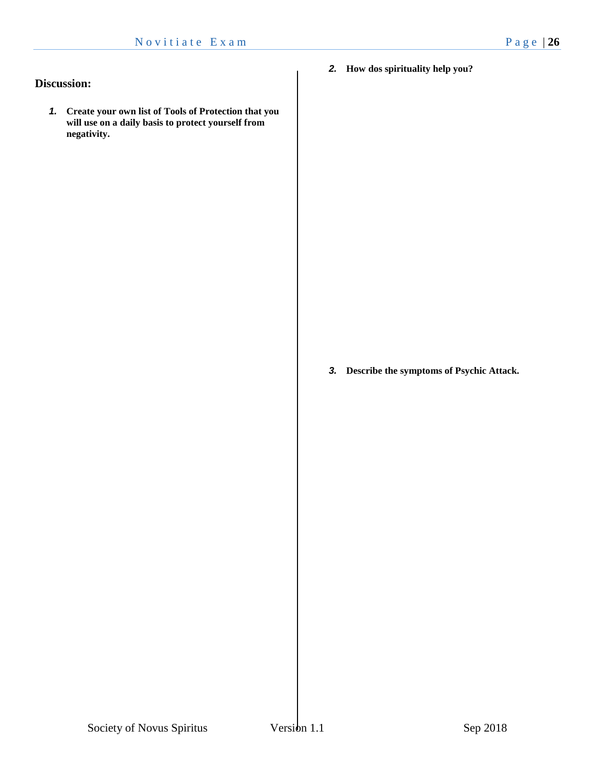## Discussion:

1. **Create your own list of Tools of Protection that you will use on a daily basis to protect yourself from negativity.**

2. **How dos spirituality help you?**

3. **Describe the symptoms of Psychic Attack.**